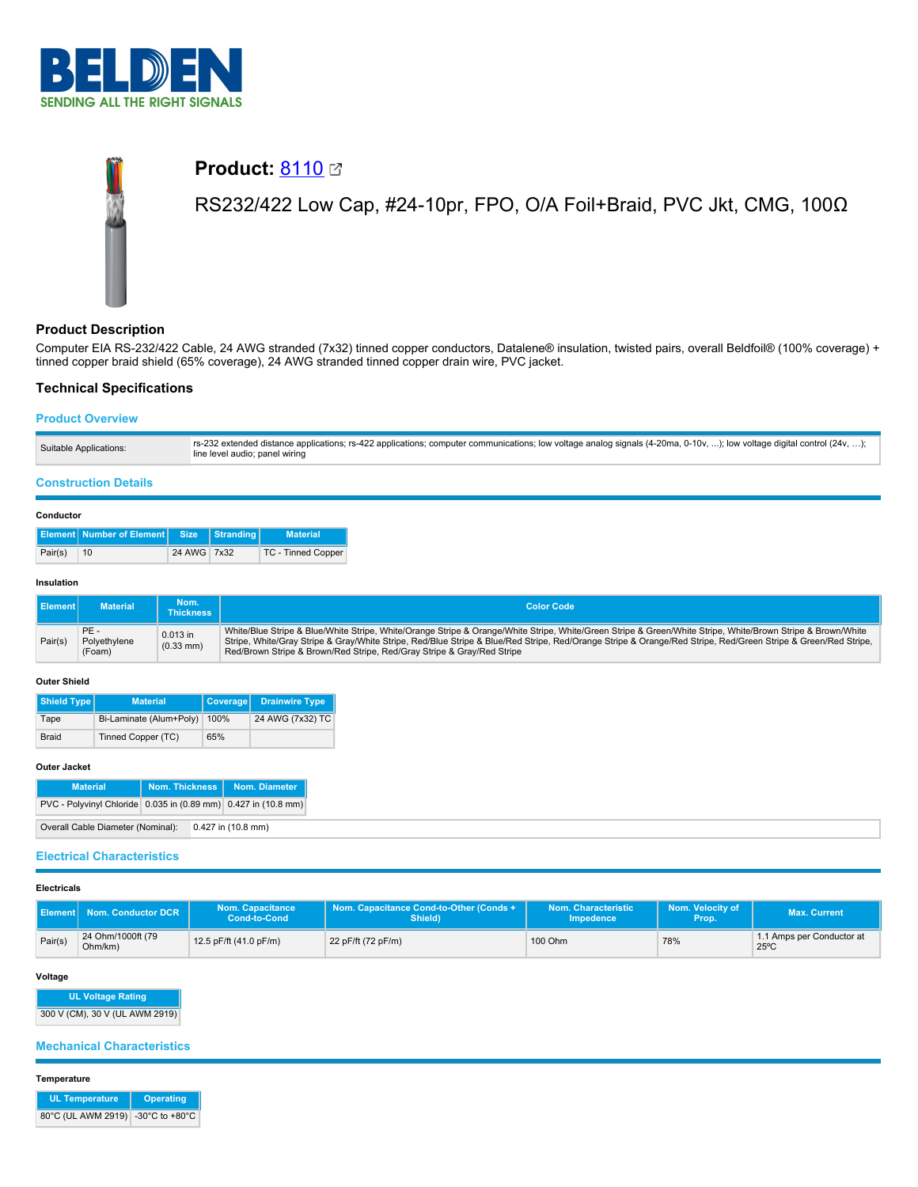# Product: 8110

RS232/422 Low Cap, #24-10pr, FPO, O/A Foil+Braid, PVC Jkt, CMG, 100Ω

## Product Description

Computer EIA RS-232/422 Cable, 24 AWG stranded (7x32) tinned copper conductors, Datalene® insulation, twisted pairs, overall Beldfoil® (100% coverage) + tinned copper braid shield (65% coverage), 24 AWG stranded tinned copper drain wire, PVC jacket.

## Technical Specifications

### Product Overview

| | |
|---|---|
| Suitable Applications: | rs-232 extended distance applications; rs-422 applications; computer communications; low voltage analog signals (4-20ma, 0-10v, ...); low voltage digital control (24v, ...); line level audio; panel wiring |

### Construction Details

#### Conductor

| Element | Number of Element | Size | Stranding | Material |
|---|---|---|---|---|
| Pair(s) | 10 | 24 AWG | 7x32 | TC - Tinned Copper |

#### Insulation

| Element | Material | Nom. Thickness | Color Code |
|---|---|---|---|
| Pair(s) | PE - Polyethylene (Foam) | 0.013 in (0.33 mm) | White/Blue Stripe & Blue/White Stripe, White/Orange Stripe & Orange/White Stripe, White/Green Stripe & Green/White Stripe, White/Brown Stripe & Brown/White Stripe, White/Gray Stripe & Gray/White Stripe, Red/Blue Stripe & Blue/Red Stripe, Red/Orange Stripe & Orange/Red Stripe, Red/Green Stripe & Green/Red Stripe, Red/Brown Stripe & Brown/Red Stripe, Red/Gray Stripe & Gray/Red Stripe |

#### Outer Shield

| Shield Type | Material | Coverage | Drainwire Type |
|---|---|---|---|
| Tape | Bi-Laminate (Alum+Poly) | 100% | 24 AWG (7x32) TC |
| Braid | Tinned Copper (TC) | 65% | |

#### Outer Jacket

| Material | Nom. Thickness | Nom. Diameter |
|---|---|---|
| PVC - Polyvinyl Chloride | 0.035 in (0.89 mm) | 0.427 in (10.8 mm) |

| | |
|---|---|
| Overall Cable Diameter (Nominal): | 0.427 in (10.8 mm) |

### Electrical Characteristics

#### Electricals

| Element | Nom. Conductor DCR | Nom. Capacitance Cond-to-Cond | Nom. Capacitance Cond-to-Other (Conds + Shield) | Nom. Characteristic Impedence | Nom. Velocity of Prop. | Max. Current |
|---|---|---|---|---|---|---|
| Pair(s) | 24 Ohm/1000ft (79 Ohm/km) | 12.5 pF/ft (41.0 pF/m) | 22 pF/ft (72 pF/m) | 100 Ohm | 78% | 1.1 Amps per Conductor at 25ºC |

#### Voltage

| UL Voltage Rating |
|---|
| 300 V (CM), 30 V (UL AWM 2919) |

### Mechanical Characteristics

#### Temperature

| UL Temperature | Operating |
|---|---|
| 80°C (UL AWM 2919) | -30°C to +80°C |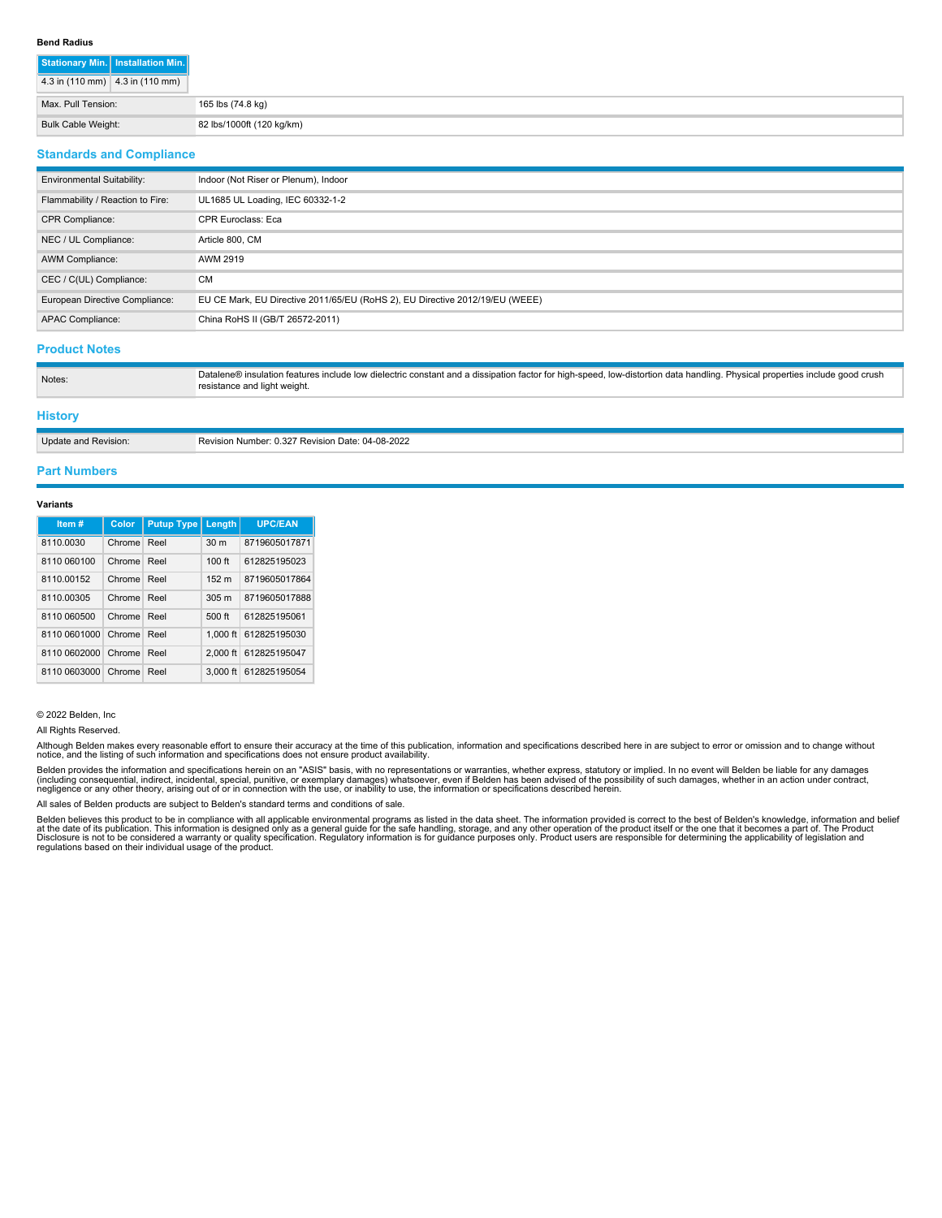**Bend Radius**

| Stationary Min. | Installation Min. |
|---|---|
| 4.3 in (110 mm) | 4.3 in (110 mm) |

| | |
|---|---|
| Max. Pull Tension: | 165 lbs (74.8 kg) |
| Bulk Cable Weight: | 82 lbs/1000ft (120 kg/km) |

## Standards and Compliance

| | |
|---|---|
| Environmental Suitability: | Indoor (Not Riser or Plenum), Indoor |
| Flammability / Reaction to Fire: | UL1685 UL Loading, IEC 60332-1-2 |
| CPR Compliance: | CPR Euroclass: Eca |
| NEC / UL Compliance: | Article 800, CM |
| AWM Compliance: | AWM 2919 |
| CEC / C(UL) Compliance: | CM |
| European Directive Compliance: | EU CE Mark, EU Directive 2011/65/EU (RoHS 2), EU Directive 2012/19/EU (WEEE) |
| APAC Compliance: | China RoHS II (GB/T 26572-2011) |

## Product Notes

| | |
|---|---|
| Notes: | Datalene® insulation features include low dielectric constant and a dissipation factor for high-speed, low-distortion data handling. Physical properties include good crush resistance and light weight. |

## History

| | |
|---|---|
| Update and Revision: | Revision Number: 0.327 Revision Date: 04-08-2022 |

## Part Numbers

**Variants**

| Item # | Color | Putup Type | Length | UPC/EAN |
|---|---|---|---|---|
| 8110.0030 | Chrome | Reel | 30 m | 8719605017871 |
| 8110 060100 | Chrome | Reel | 100 ft | 612825195023 |
| 8110.00152 | Chrome | Reel | 152 m | 8719605017864 |
| 8110.00305 | Chrome | Reel | 305 m | 8719605017888 |
| 8110 060500 | Chrome | Reel | 500 ft | 612825195061 |
| 8110 0601000 | Chrome | Reel | 1,000 ft | 612825195030 |
| 8110 0602000 | Chrome | Reel | 2,000 ft | 612825195047 |
| 8110 0603000 | Chrome | Reel | 3,000 ft | 612825195054 |

© 2022 Belden, Inc

All Rights Reserved.

Although Belden makes every reasonable effort to ensure their accuracy at the time of this publication, information and specifications described here in are subject to error or omission and to change without notice, and the listing of such information and specifications does not ensure product availability.

Belden provides the information and specifications herein on an "ASIS" basis, with no representations or warranties, whether express, statutory or implied. In no event will Belden be liable for any damages (including consequential, indirect, incidental, special, punitive, or exemplary damages) whatsoever, even if Belden has been advised of the possibility of such damages, whether in an action under contract, negligence or any other theory, arising out of or in connection with the use, or inability to use, the information or specifications described herein.

All sales of Belden products are subject to Belden's standard terms and conditions of sale.

Belden believes this product to be in compliance with all applicable environmental programs as listed in the data sheet. The information provided is correct to the best of Belden's knowledge, information and belief at the date of its publication. This information is designed only as a general guide for the safe handling, storage, and any other operation of the product itself or the one that it becomes a part of. The Product Disclosure is not to be considered a warranty or quality specification. Regulatory information is for guidance purposes only. Product users are responsible for determining the applicability of legislation and regulations based on their individual usage of the product.